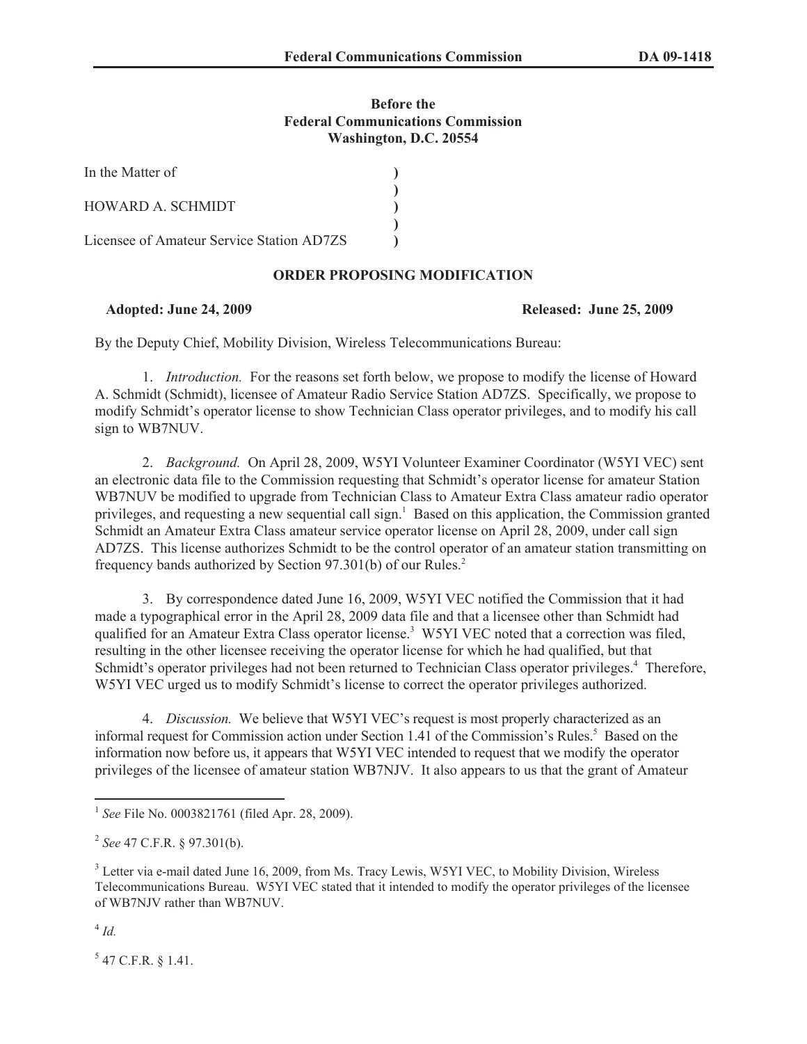**Before the**
**Federal Communications Commission**
**Washington, D.C. 20554**

| | |
|---|---|
| In the Matter of | ) |
| | ) |
| HOWARD A. SCHMIDT | ) |
| | ) |
| Licensee of Amateur Service Station AD7ZS | ) |

## ORDER PROPOSING MODIFICATION

**Adopted: June 24, 2009** **Released: June 25, 2009**

By the Deputy Chief, Mobility Division, Wireless Telecommunications Bureau:

1. *Introduction.* For the reasons set forth below, we propose to modify the license of Howard A. Schmidt (Schmidt), licensee of Amateur Radio Service Station AD7ZS. Specifically, we propose to modify Schmidt's operator license to show Technician Class operator privileges, and to modify his call sign to WB7NUV.

2. *Background.* On April 28, 2009, W5YI Volunteer Examiner Coordinator (W5YI VEC) sent an electronic data file to the Commission requesting that Schmidt's operator license for amateur Station WB7NUV be modified to upgrade from Technician Class to Amateur Extra Class amateur radio operator privileges, and requesting a new sequential call sign.[1] Based on this application, the Commission granted Schmidt an Amateur Extra Class amateur service operator license on April 28, 2009, under call sign AD7ZS. This license authorizes Schmidt to be the control operator of an amateur station transmitting on frequency bands authorized by Section 97.301(b) of our Rules.[2]

3. By correspondence dated June 16, 2009, W5YI VEC notified the Commission that it had made a typographical error in the April 28, 2009 data file and that a licensee other than Schmidt had qualified for an Amateur Extra Class operator license.[3] W5YI VEC noted that a correction was filed, resulting in the other licensee receiving the operator license for which he had qualified, but that Schmidt's operator privileges had not been returned to Technician Class operator privileges.[4] Therefore, W5YI VEC urged us to modify Schmidt's license to correct the operator privileges authorized.

4. *Discussion.* We believe that W5YI VEC's request is most properly characterized as an informal request for Commission action under Section 1.41 of the Commission's Rules.[5] Based on the information now before us, it appears that W5YI VEC intended to request that we modify the operator privileges of the licensee of amateur station WB7NJV. It also appears to us that the grant of Amateur

---

[1] *See* File No. 0003821761 (filed Apr. 28, 2009).

[2] *See* 47 C.F.R. § 97.301(b).

[3] Letter via e-mail dated June 16, 2009, from Ms. Tracy Lewis, W5YI VEC, to Mobility Division, Wireless Telecommunications Bureau. W5YI VEC stated that it intended to modify the operator privileges of the licensee of WB7NJV rather than WB7NUV.

[4] *Id.*

[5] 47 C.F.R. § 1.41.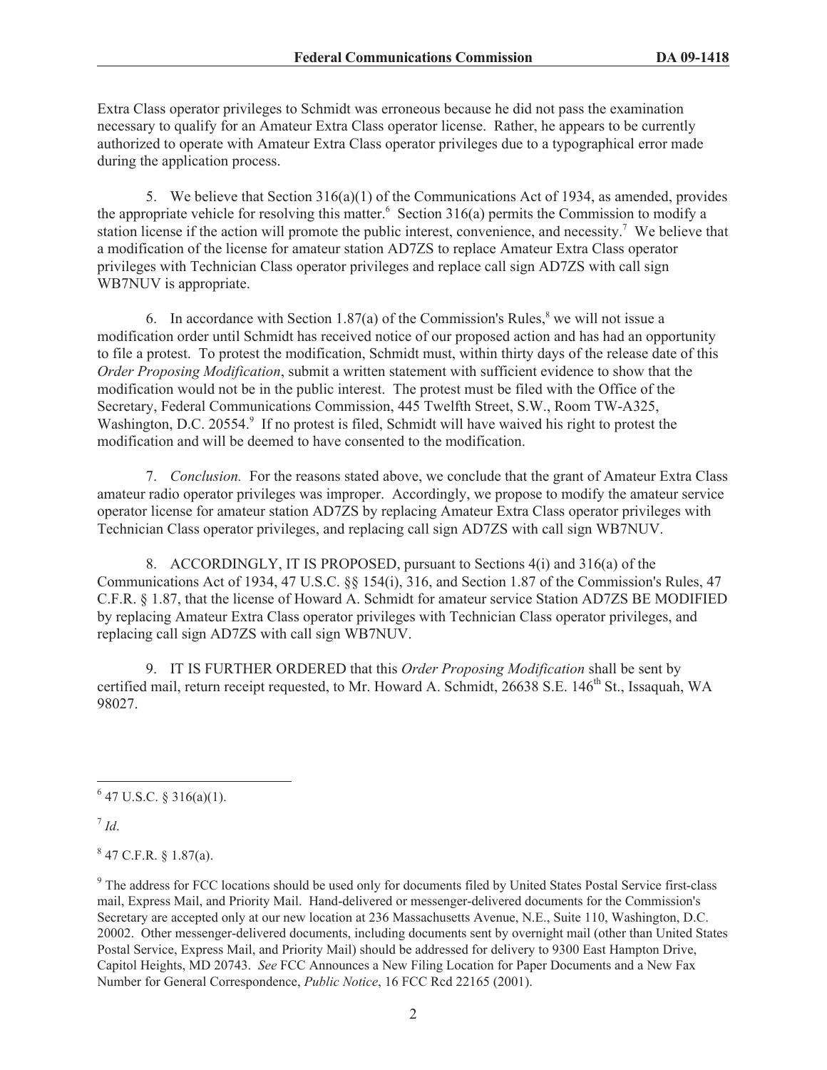Extra Class operator privileges to Schmidt was erroneous because he did not pass the examination necessary to qualify for an Amateur Extra Class operator license. Rather, he appears to be currently authorized to operate with Amateur Extra Class operator privileges due to a typographical error made during the application process.

5. We believe that Section 316(a)(1) of the Communications Act of 1934, as amended, provides the appropriate vehicle for resolving this matter.[6] Section 316(a) permits the Commission to modify a station license if the action will promote the public interest, convenience, and necessity.[7] We believe that a modification of the license for amateur station AD7ZS to replace Amateur Extra Class operator privileges with Technician Class operator privileges and replace call sign AD7ZS with call sign WB7NUV is appropriate.

6. In accordance with Section 1.87(a) of the Commission's Rules,[8] we will not issue a modification order until Schmidt has received notice of our proposed action and has had an opportunity to file a protest. To protest the modification, Schmidt must, within thirty days of the release date of this *Order Proposing Modification*, submit a written statement with sufficient evidence to show that the modification would not be in the public interest. The protest must be filed with the Office of the Secretary, Federal Communications Commission, 445 Twelfth Street, S.W., Room TW-A325, Washington, D.C. 20554.[9] If no protest is filed, Schmidt will have waived his right to protest the modification and will be deemed to have consented to the modification.

7. *Conclusion.* For the reasons stated above, we conclude that the grant of Amateur Extra Class amateur radio operator privileges was improper. Accordingly, we propose to modify the amateur service operator license for amateur station AD7ZS by replacing Amateur Extra Class operator privileges with Technician Class operator privileges, and replacing call sign AD7ZS with call sign WB7NUV.

8. ACCORDINGLY, IT IS PROPOSED, pursuant to Sections 4(i) and 316(a) of the Communications Act of 1934, 47 U.S.C. §§ 154(i), 316, and Section 1.87 of the Commission's Rules, 47 C.F.R. § 1.87, that the license of Howard A. Schmidt for amateur service Station AD7ZS BE MODIFIED by replacing Amateur Extra Class operator privileges with Technician Class operator privileges, and replacing call sign AD7ZS with call sign WB7NUV.

9. IT IS FURTHER ORDERED that this *Order Proposing Modification* shall be sent by certified mail, return receipt requested, to Mr. Howard A. Schmidt, 26638 S.E. 146th St., Issaquah, WA 98027.

---

[6] 47 U.S.C. § 316(a)(1).

[7] *Id*.

[8] 47 C.F.R. § 1.87(a).

[9] The address for FCC locations should be used only for documents filed by United States Postal Service first-class mail, Express Mail, and Priority Mail. Hand-delivered or messenger-delivered documents for the Commission's Secretary are accepted only at our new location at 236 Massachusetts Avenue, N.E., Suite 110, Washington, D.C. 20002. Other messenger-delivered documents, including documents sent by overnight mail (other than United States Postal Service, Express Mail, and Priority Mail) should be addressed for delivery to 9300 East Hampton Drive, Capitol Heights, MD 20743. *See* FCC Announces a New Filing Location for Paper Documents and a New Fax Number for General Correspondence, *Public Notice*, 16 FCC Rcd 22165 (2001).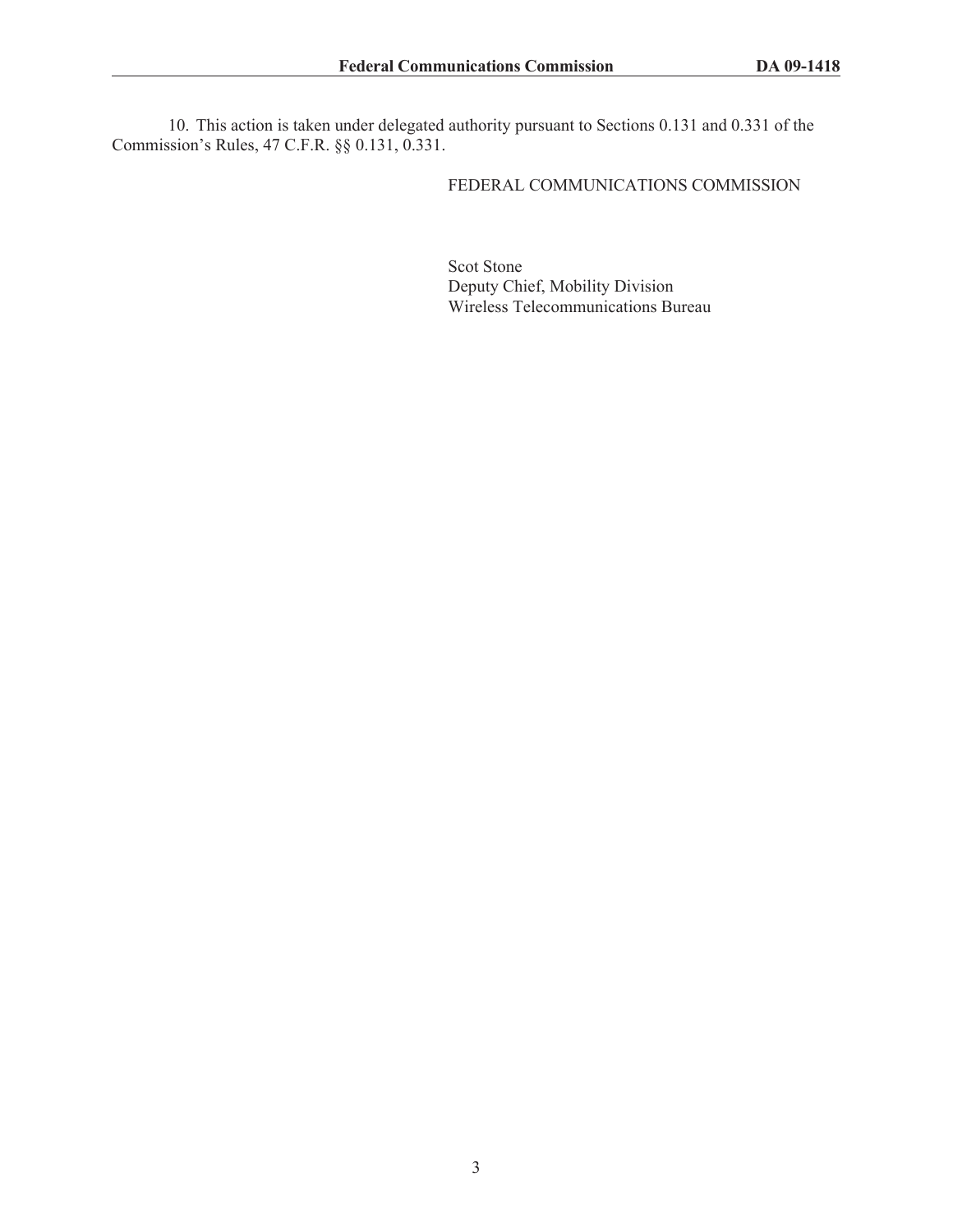10. This action is taken under delegated authority pursuant to Sections 0.131 and 0.331 of the Commission's Rules, 47 C.F.R. §§ 0.131, 0.331.

FEDERAL COMMUNICATIONS COMMISSION

Scot Stone
Deputy Chief, Mobility Division
Wireless Telecommunications Bureau